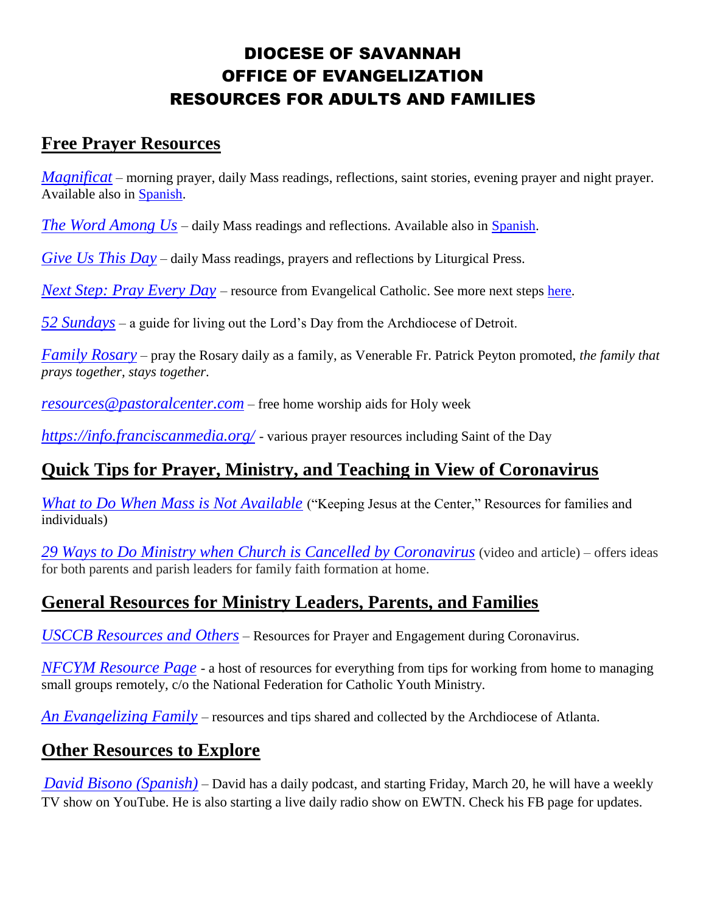# DIOCESE OF SAVANNAH
# OFFICE OF EVANGELIZATION
# RESOURCES FOR ADULTS AND FAMILIES

## Free Prayer Resources

*Magnificat* – morning prayer, daily Mass readings, reflections, saint stories, evening prayer and night prayer. Available also in Spanish.

*The Word Among Us* – daily Mass readings and reflections. Available also in Spanish.

*Give Us This Day* – daily Mass readings, prayers and reflections by Liturgical Press.

*Next Step: Pray Every Day* – resource from Evangelical Catholic. See more next steps here.

*52 Sundays* – a guide for living out the Lord's Day from the Archdiocese of Detroit.

*Family Rosary* – pray the Rosary daily as a family, as Venerable Fr. Patrick Peyton promoted, *the family that prays together, stays together*.

*resources@pastoralcenter.com* – free home worship aids for Holy week

*https://info.franciscanmedia.org/* - various prayer resources including Saint of the Day

## Quick Tips for Prayer, Ministry, and Teaching in View of Coronavirus

*What to Do When Mass is Not Available* ("Keeping Jesus at the Center," Resources for families and individuals)

*29 Ways to Do Ministry when Church is Cancelled by Coronavirus* (video and article) – offers ideas for both parents and parish leaders for family faith formation at home.

## General Resources for Ministry Leaders, Parents, and Families

*USCCB Resources and Others* – Resources for Prayer and Engagement during Coronavirus.

*NFCYM Resource Page* - a host of resources for everything from tips for working from home to managing small groups remotely, c/o the National Federation for Catholic Youth Ministry.

*An Evangelizing Family* – resources and tips shared and collected by the Archdiocese of Atlanta.

## Other Resources to Explore

*David Bisono (Spanish)* – David has a daily podcast, and starting Friday, March 20, he will have a weekly TV show on YouTube. He is also starting a live daily radio show on EWTN. Check his FB page for updates.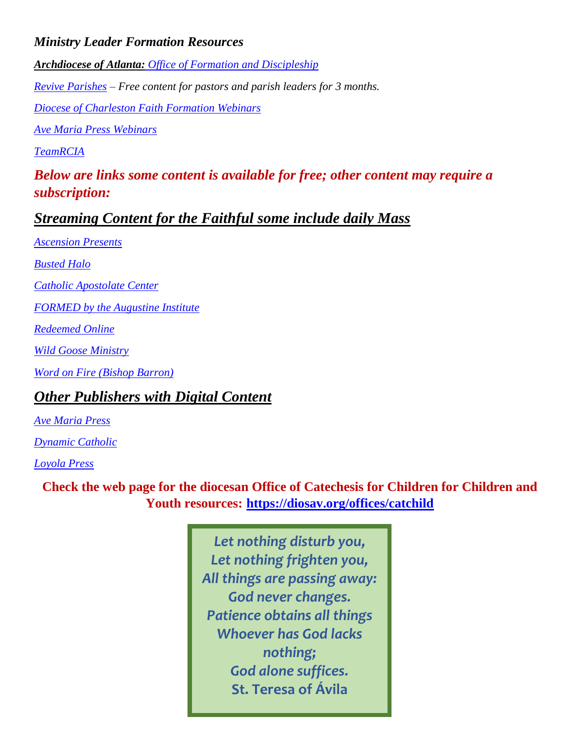***Ministry Leader Formation Resources***

***Archdiocese of Atlanta:*** *Office of Formation and Discipleship*

*Revive Parishes – Free content for pastors and parish leaders for 3 months.*

*Diocese of Charleston Faith Formation Webinars*

*Ave Maria Press Webinars*

*TeamRCIA*

***Below are links some content is available for free; other content may require a subscription:***

## *Streaming Content for the Faithful some include daily Mass*

*Ascension Presents*

*Busted Halo*

*Catholic Apostolate Center*

*FORMED by the Augustine Institute*

*Redeemed Online*

*Wild Goose Ministry*

*Word on Fire (Bishop Barron)*

## *Other Publishers with Digital Content*

*Ave Maria Press*

*Dynamic Catholic*

*Loyola Press*

**Check the web page for the diocesan Office of Catechesis for Children for Children and Youth resources: https://diosav.org/offices/catchild**

*Let nothing disturb you,*
*Let nothing frighten you,*
*All things are passing away:*
*God never changes.*
*Patience obtains all things*
*Whoever has God lacks nothing;*
*God alone suffices.*
**St. Teresa of Ávila**